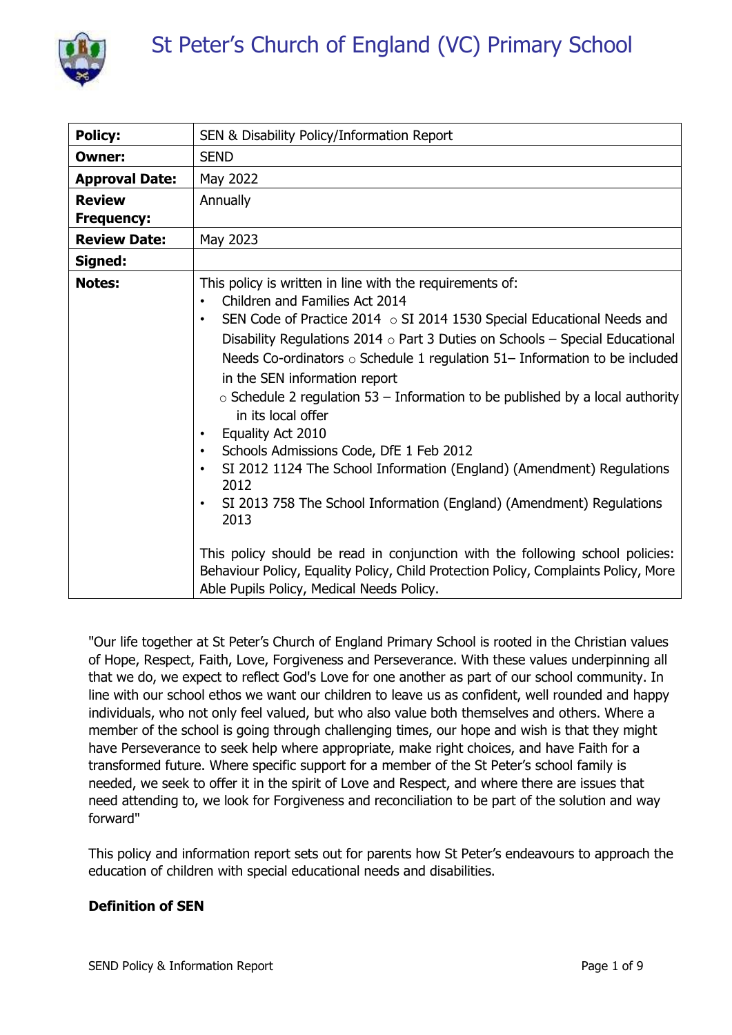# St Peter's Church of England (VC) Primary School

| **Policy:** | SEN & Disability Policy/Information Report |
|---|---|
| **Owner:** | SEND |
| **Approval Date:** | May 2022 |
| **Review Frequency:** | Annually |
| **Review Date:** | May 2023 |
| **Signed:** | |
| **Notes:** | This policy is written in line with the requirements of:<br>• Children and Families Act 2014<br>• SEN Code of Practice 2014 ○ SI 2014 1530 Special Educational Needs and Disability Regulations 2014 ○ Part 3 Duties on Schools – Special Educational Needs Co-ordinators ○ Schedule 1 regulation 51– Information to be included in the SEN information report<br>○ Schedule 2 regulation 53 – Information to be published by a local authority in its local offer<br>• Equality Act 2010<br>• Schools Admissions Code, DfE 1 Feb 2012<br>• SI 2012 1124 The School Information (England) (Amendment) Regulations 2012<br>• SI 2013 758 The School Information (England) (Amendment) Regulations 2013<br><br>This policy should be read in conjunction with the following school policies: Behaviour Policy, Equality Policy, Child Protection Policy, Complaints Policy, More Able Pupils Policy, Medical Needs Policy. |

"Our life together at St Peter's Church of England Primary School is rooted in the Christian values of Hope, Respect, Faith, Love, Forgiveness and Perseverance. With these values underpinning all that we do, we expect to reflect God's Love for one another as part of our school community. In line with our school ethos we want our children to leave us as confident, well rounded and happy individuals, who not only feel valued, but who also value both themselves and others. Where a member of the school is going through challenging times, our hope and wish is that they might have Perseverance to seek help where appropriate, make right choices, and have Faith for a transformed future. Where specific support for a member of the St Peter's school family is needed, we seek to offer it in the spirit of Love and Respect, and where there are issues that need attending to, we look for Forgiveness and reconciliation to be part of the solution and way forward"

This policy and information report sets out for parents how St Peter's endeavours to approach the education of children with special educational needs and disabilities.

**Definition of SEN**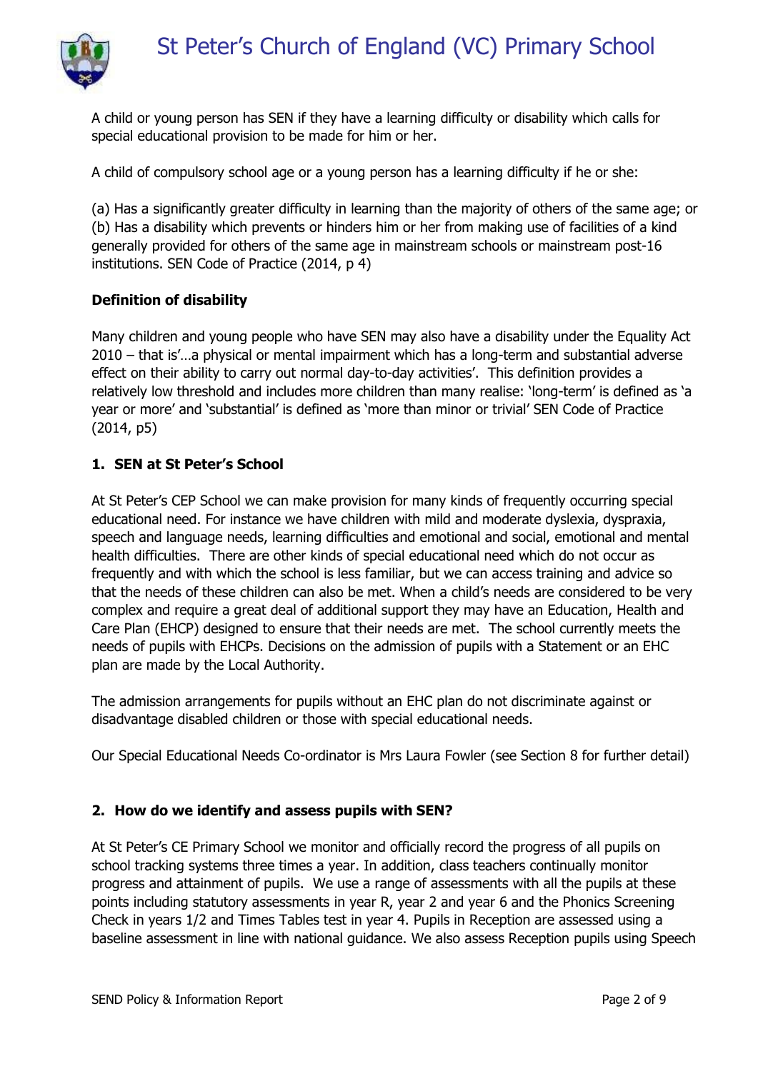A child or young person has SEN if they have a learning difficulty or disability which calls for special educational provision to be made for him or her.

A child of compulsory school age or a young person has a learning difficulty if he or she:

(a) Has a significantly greater difficulty in learning than the majority of others of the same age; or
(b) Has a disability which prevents or hinders him or her from making use of facilities of a kind generally provided for others of the same age in mainstream schools or mainstream post-16 institutions. SEN Code of Practice (2014, p 4)

**Definition of disability**

Many children and young people who have SEN may also have a disability under the Equality Act 2010 – that is'…a physical or mental impairment which has a long-term and substantial adverse effect on their ability to carry out normal day-to-day activities'. This definition provides a relatively low threshold and includes more children than many realise: 'long-term' is defined as 'a year or more' and 'substantial' is defined as 'more than minor or trivial' SEN Code of Practice (2014, p5)

**1. SEN at St Peter's School**

At St Peter's CEP School we can make provision for many kinds of frequently occurring special educational need. For instance we have children with mild and moderate dyslexia, dyspraxia, speech and language needs, learning difficulties and emotional and social, emotional and mental health difficulties. There are other kinds of special educational need which do not occur as frequently and with which the school is less familiar, but we can access training and advice so that the needs of these children can also be met. When a child's needs are considered to be very complex and require a great deal of additional support they may have an Education, Health and Care Plan (EHCP) designed to ensure that their needs are met. The school currently meets the needs of pupils with EHCPs. Decisions on the admission of pupils with a Statement or an EHC plan are made by the Local Authority.

The admission arrangements for pupils without an EHC plan do not discriminate against or disadvantage disabled children or those with special educational needs.

Our Special Educational Needs Co-ordinator is Mrs Laura Fowler (see Section 8 for further detail)

**2. How do we identify and assess pupils with SEN?**

At St Peter's CE Primary School we monitor and officially record the progress of all pupils on school tracking systems three times a year. In addition, class teachers continually monitor progress and attainment of pupils. We use a range of assessments with all the pupils at these points including statutory assessments in year R, year 2 and year 6 and the Phonics Screening Check in years 1/2 and Times Tables test in year 4. Pupils in Reception are assessed using a baseline assessment in line with national guidance. We also assess Reception pupils using Speech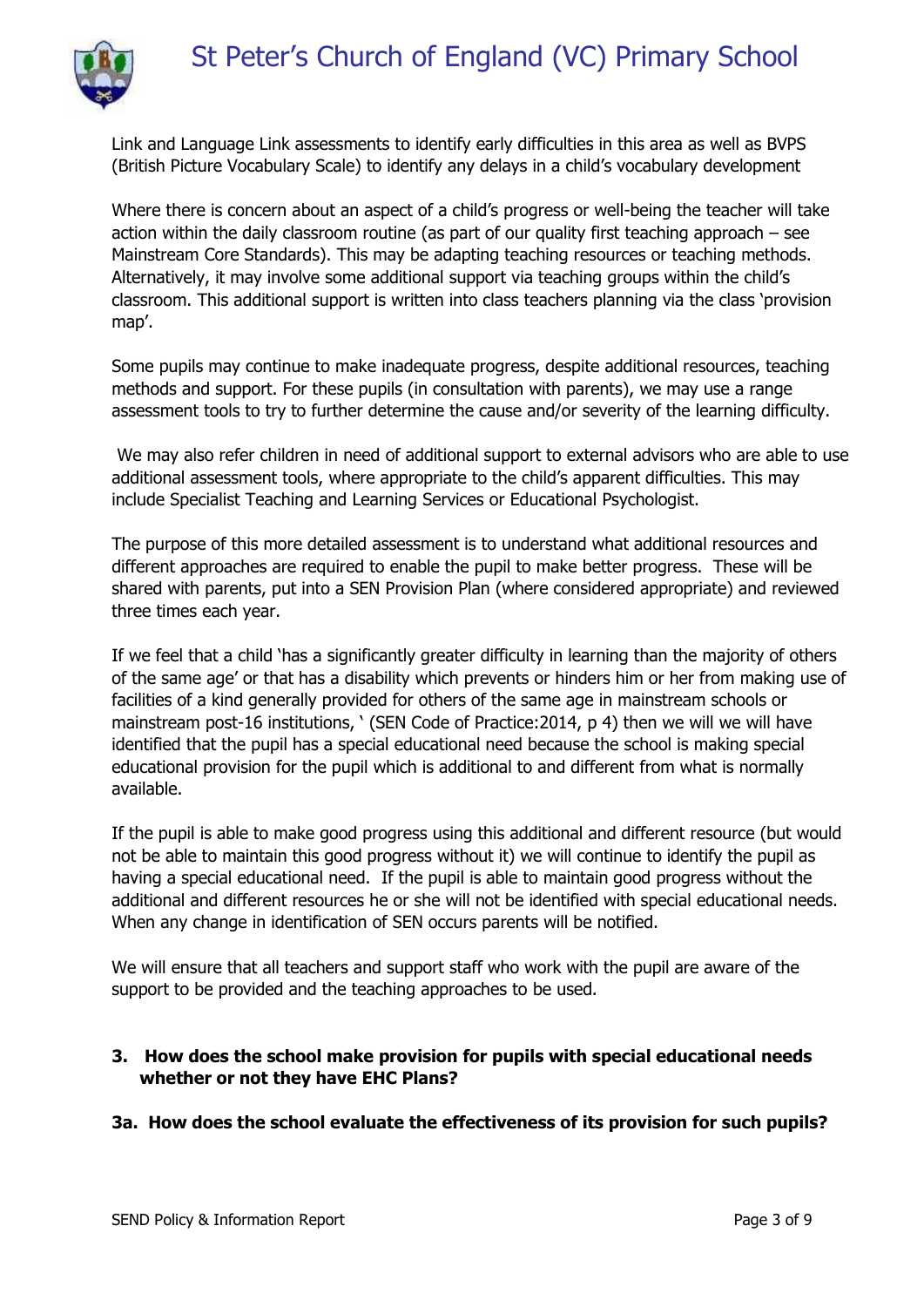Link and Language Link assessments to identify early difficulties in this area as well as BVPS (British Picture Vocabulary Scale) to identify any delays in a child's vocabulary development

Where there is concern about an aspect of a child's progress or well-being the teacher will take action within the daily classroom routine (as part of our quality first teaching approach – see Mainstream Core Standards). This may be adapting teaching resources or teaching methods. Alternatively, it may involve some additional support via teaching groups within the child's classroom. This additional support is written into class teachers planning via the class 'provision map'.

Some pupils may continue to make inadequate progress, despite additional resources, teaching methods and support. For these pupils (in consultation with parents), we may use a range assessment tools to try to further determine the cause and/or severity of the learning difficulty.

We may also refer children in need of additional support to external advisors who are able to use additional assessment tools, where appropriate to the child's apparent difficulties. This may include Specialist Teaching and Learning Services or Educational Psychologist.

The purpose of this more detailed assessment is to understand what additional resources and different approaches are required to enable the pupil to make better progress. These will be shared with parents, put into a SEN Provision Plan (where considered appropriate) and reviewed three times each year.

If we feel that a child 'has a significantly greater difficulty in learning than the majority of others of the same age' or that has a disability which prevents or hinders him or her from making use of facilities of a kind generally provided for others of the same age in mainstream schools or mainstream post-16 institutions, ' (SEN Code of Practice:2014, p 4) then we will we will have identified that the pupil has a special educational need because the school is making special educational provision for the pupil which is additional to and different from what is normally available.

If the pupil is able to make good progress using this additional and different resource (but would not be able to maintain this good progress without it) we will continue to identify the pupil as having a special educational need. If the pupil is able to maintain good progress without the additional and different resources he or she will not be identified with special educational needs. When any change in identification of SEN occurs parents will be notified.

We will ensure that all teachers and support staff who work with the pupil are aware of the support to be provided and the teaching approaches to be used.

### 3. How does the school make provision for pupils with special educational needs whether or not they have EHC Plans?

### 3a. How does the school evaluate the effectiveness of its provision for such pupils?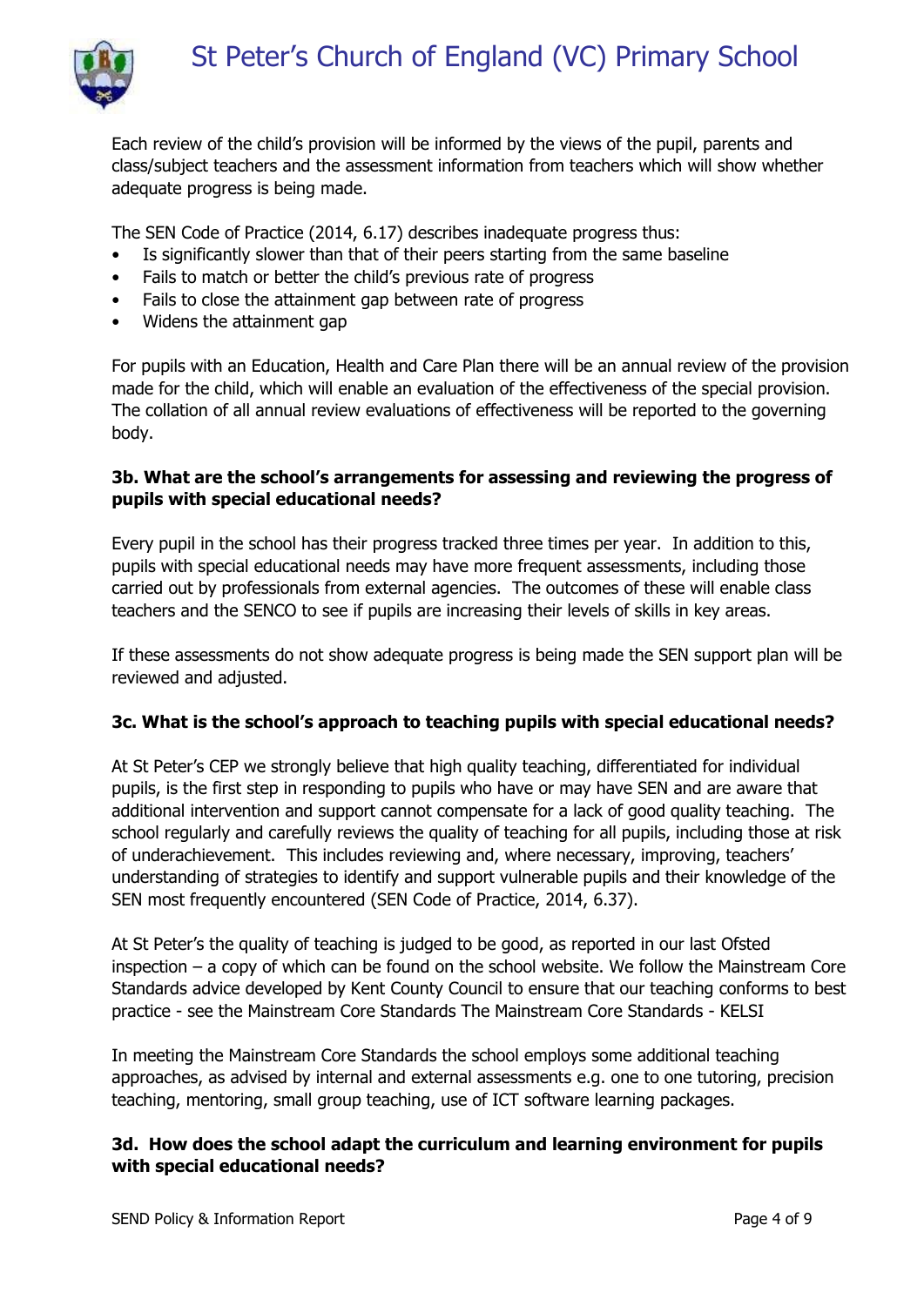Each review of the child's provision will be informed by the views of the pupil, parents and class/subject teachers and the assessment information from teachers which will show whether adequate progress is being made.

The SEN Code of Practice (2014, 6.17) describes inadequate progress thus:

- Is significantly slower than that of their peers starting from the same baseline
- Fails to match or better the child's previous rate of progress
- Fails to close the attainment gap between rate of progress
- Widens the attainment gap

For pupils with an Education, Health and Care Plan there will be an annual review of the provision made for the child, which will enable an evaluation of the effectiveness of the special provision. The collation of all annual review evaluations of effectiveness will be reported to the governing body.

**3b. What are the school's arrangements for assessing and reviewing the progress of pupils with special educational needs?**

Every pupil in the school has their progress tracked three times per year. In addition to this, pupils with special educational needs may have more frequent assessments, including those carried out by professionals from external agencies. The outcomes of these will enable class teachers and the SENCO to see if pupils are increasing their levels of skills in key areas.

If these assessments do not show adequate progress is being made the SEN support plan will be reviewed and adjusted.

**3c. What is the school's approach to teaching pupils with special educational needs?**

At St Peter's CEP we strongly believe that high quality teaching, differentiated for individual pupils, is the first step in responding to pupils who have or may have SEN and are aware that additional intervention and support cannot compensate for a lack of good quality teaching. The school regularly and carefully reviews the quality of teaching for all pupils, including those at risk of underachievement. This includes reviewing and, where necessary, improving, teachers' understanding of strategies to identify and support vulnerable pupils and their knowledge of the SEN most frequently encountered (SEN Code of Practice, 2014, 6.37).

At St Peter's the quality of teaching is judged to be good, as reported in our last Ofsted inspection – a copy of which can be found on the school website. We follow the Mainstream Core Standards advice developed by Kent County Council to ensure that our teaching conforms to best practice - see the Mainstream Core Standards The Mainstream Core Standards - KELSI

In meeting the Mainstream Core Standards the school employs some additional teaching approaches, as advised by internal and external assessments e.g. one to one tutoring, precision teaching, mentoring, small group teaching, use of ICT software learning packages.

**3d. How does the school adapt the curriculum and learning environment for pupils with special educational needs?**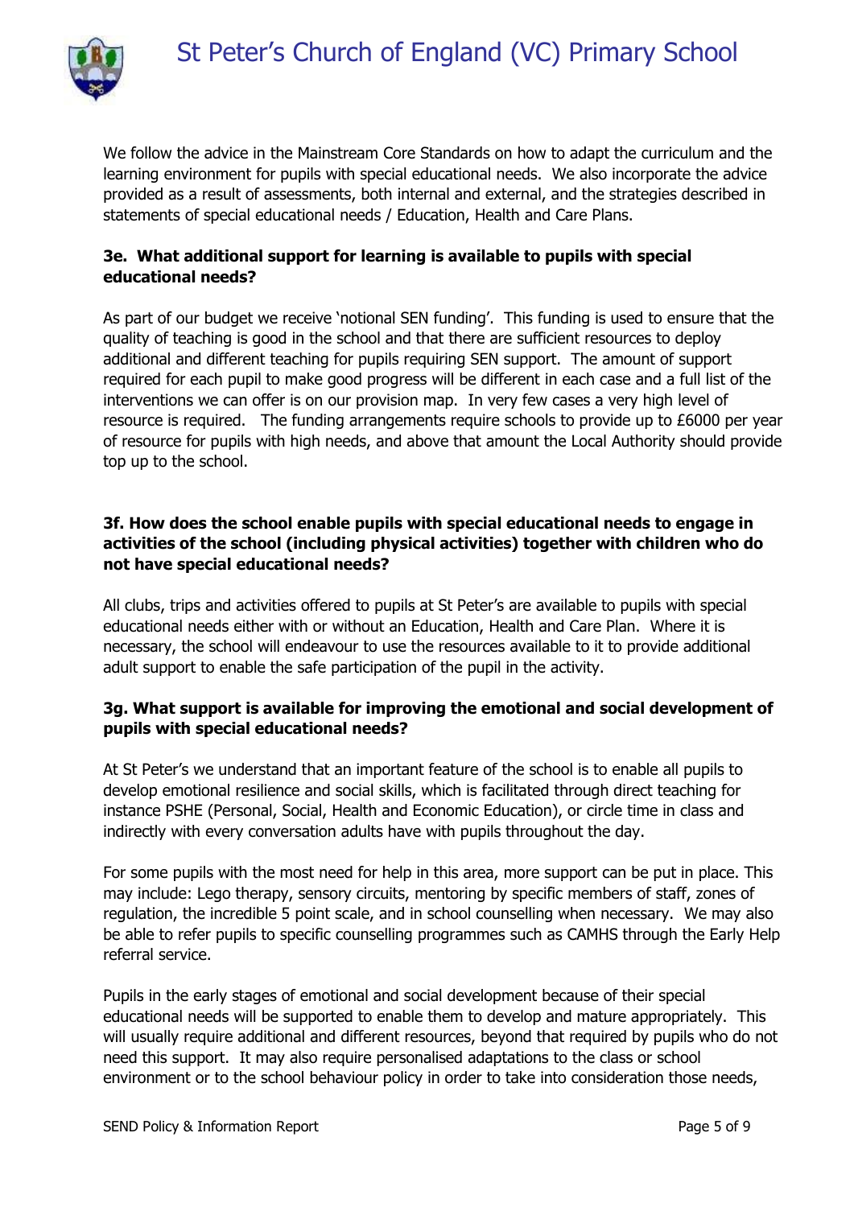We follow the advice in the Mainstream Core Standards on how to adapt the curriculum and the learning environment for pupils with special educational needs. We also incorporate the advice provided as a result of assessments, both internal and external, and the strategies described in statements of special educational needs / Education, Health and Care Plans.

### 3e. What additional support for learning is available to pupils with special educational needs?

As part of our budget we receive 'notional SEN funding'. This funding is used to ensure that the quality of teaching is good in the school and that there are sufficient resources to deploy additional and different teaching for pupils requiring SEN support. The amount of support required for each pupil to make good progress will be different in each case and a full list of the interventions we can offer is on our provision map. In very few cases a very high level of resource is required. The funding arrangements require schools to provide up to £6000 per year of resource for pupils with high needs, and above that amount the Local Authority should provide top up to the school.

### 3f. How does the school enable pupils with special educational needs to engage in activities of the school (including physical activities) together with children who do not have special educational needs?

All clubs, trips and activities offered to pupils at St Peter's are available to pupils with special educational needs either with or without an Education, Health and Care Plan. Where it is necessary, the school will endeavour to use the resources available to it to provide additional adult support to enable the safe participation of the pupil in the activity.

### 3g. What support is available for improving the emotional and social development of pupils with special educational needs?

At St Peter's we understand that an important feature of the school is to enable all pupils to develop emotional resilience and social skills, which is facilitated through direct teaching for instance PSHE (Personal, Social, Health and Economic Education), or circle time in class and indirectly with every conversation adults have with pupils throughout the day.

For some pupils with the most need for help in this area, more support can be put in place. This may include: Lego therapy, sensory circuits, mentoring by specific members of staff, zones of regulation, the incredible 5 point scale, and in school counselling when necessary. We may also be able to refer pupils to specific counselling programmes such as CAMHS through the Early Help referral service.

Pupils in the early stages of emotional and social development because of their special educational needs will be supported to enable them to develop and mature appropriately. This will usually require additional and different resources, beyond that required by pupils who do not need this support. It may also require personalised adaptations to the class or school environment or to the school behaviour policy in order to take into consideration those needs,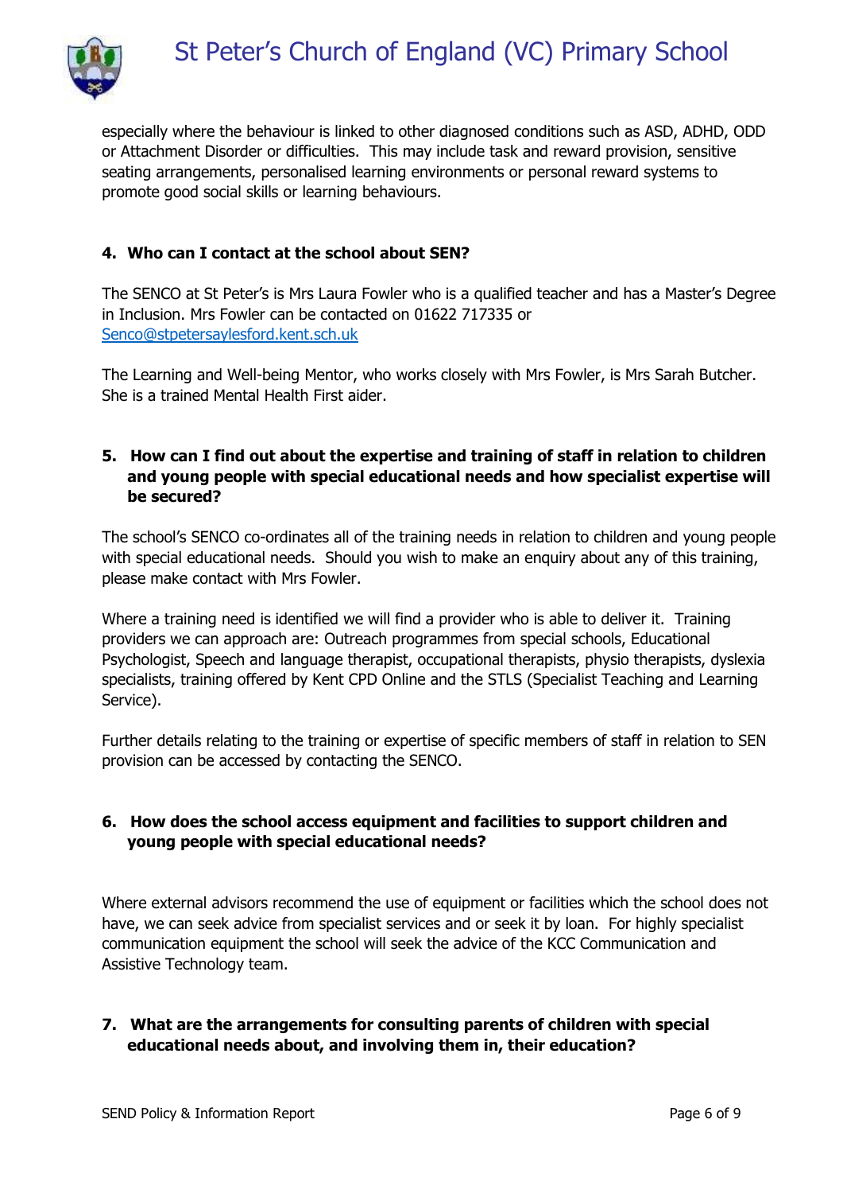especially where the behaviour is linked to other diagnosed conditions such as ASD, ADHD, ODD or Attachment Disorder or difficulties. This may include task and reward provision, sensitive seating arrangements, personalised learning environments or personal reward systems to promote good social skills or learning behaviours.

### 4. Who can I contact at the school about SEN?

The SENCO at St Peter's is Mrs Laura Fowler who is a qualified teacher and has a Master's Degree in Inclusion. Mrs Fowler can be contacted on 01622 717335 or Senco@stpetersaylesford.kent.sch.uk

The Learning and Well-being Mentor, who works closely with Mrs Fowler, is Mrs Sarah Butcher. She is a trained Mental Health First aider.

### 5. How can I find out about the expertise and training of staff in relation to children and young people with special educational needs and how specialist expertise will be secured?

The school's SENCO co-ordinates all of the training needs in relation to children and young people with special educational needs. Should you wish to make an enquiry about any of this training, please make contact with Mrs Fowler.

Where a training need is identified we will find a provider who is able to deliver it. Training providers we can approach are: Outreach programmes from special schools, Educational Psychologist, Speech and language therapist, occupational therapists, physio therapists, dyslexia specialists, training offered by Kent CPD Online and the STLS (Specialist Teaching and Learning Service).

Further details relating to the training or expertise of specific members of staff in relation to SEN provision can be accessed by contacting the SENCO.

### 6. How does the school access equipment and facilities to support children and young people with special educational needs?

Where external advisors recommend the use of equipment or facilities which the school does not have, we can seek advice from specialist services and or seek it by loan. For highly specialist communication equipment the school will seek the advice of the KCC Communication and Assistive Technology team.

### 7. What are the arrangements for consulting parents of children with special educational needs about, and involving them in, their education?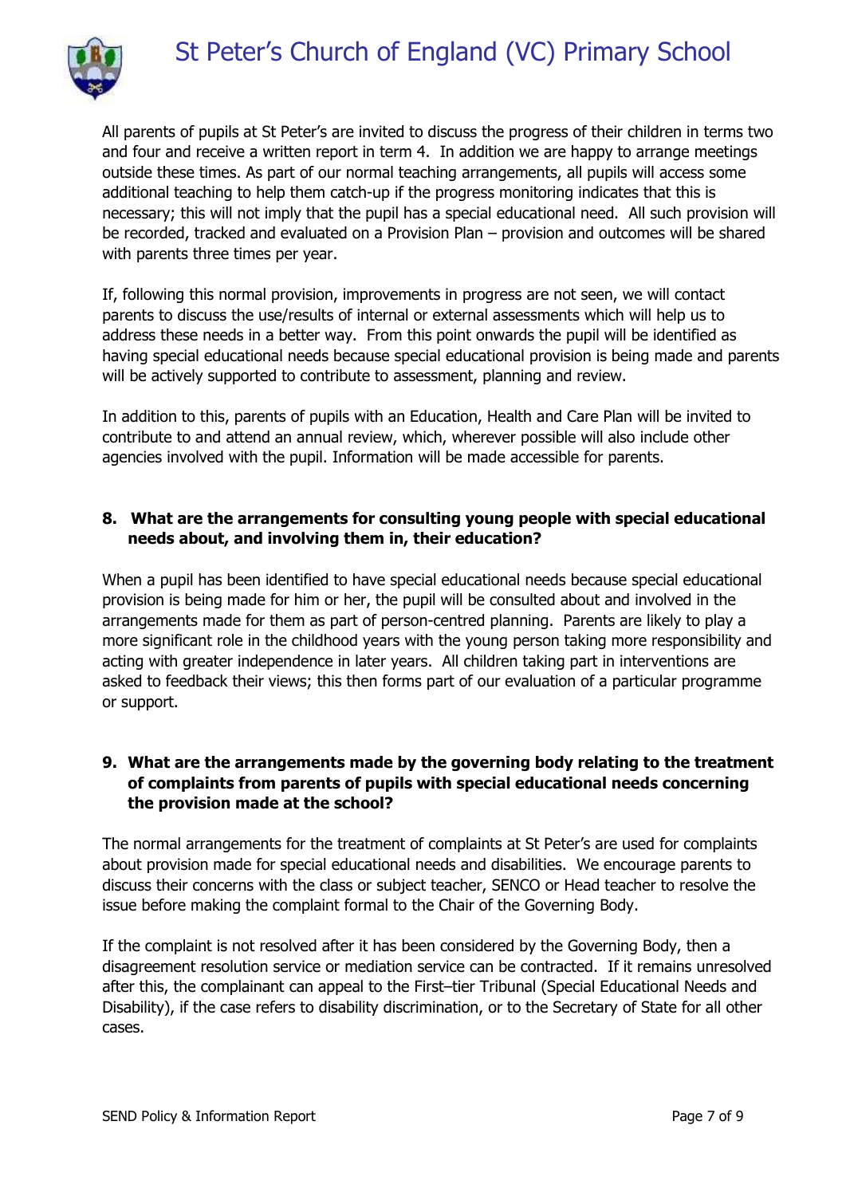All parents of pupils at St Peter's are invited to discuss the progress of their children in terms two and four and receive a written report in term 4. In addition we are happy to arrange meetings outside these times. As part of our normal teaching arrangements, all pupils will access some additional teaching to help them catch-up if the progress monitoring indicates that this is necessary; this will not imply that the pupil has a special educational need. All such provision will be recorded, tracked and evaluated on a Provision Plan – provision and outcomes will be shared with parents three times per year.

If, following this normal provision, improvements in progress are not seen, we will contact parents to discuss the use/results of internal or external assessments which will help us to address these needs in a better way. From this point onwards the pupil will be identified as having special educational needs because special educational provision is being made and parents will be actively supported to contribute to assessment, planning and review.

In addition to this, parents of pupils with an Education, Health and Care Plan will be invited to contribute to and attend an annual review, which, wherever possible will also include other agencies involved with the pupil. Information will be made accessible for parents.

## 8. What are the arrangements for consulting young people with special educational needs about, and involving them in, their education?

When a pupil has been identified to have special educational needs because special educational provision is being made for him or her, the pupil will be consulted about and involved in the arrangements made for them as part of person-centred planning. Parents are likely to play a more significant role in the childhood years with the young person taking more responsibility and acting with greater independence in later years. All children taking part in interventions are asked to feedback their views; this then forms part of our evaluation of a particular programme or support.

## 9. What are the arrangements made by the governing body relating to the treatment of complaints from parents of pupils with special educational needs concerning the provision made at the school?

The normal arrangements for the treatment of complaints at St Peter's are used for complaints about provision made for special educational needs and disabilities. We encourage parents to discuss their concerns with the class or subject teacher, SENCO or Head teacher to resolve the issue before making the complaint formal to the Chair of the Governing Body.

If the complaint is not resolved after it has been considered by the Governing Body, then a disagreement resolution service or mediation service can be contracted. If it remains unresolved after this, the complainant can appeal to the First–tier Tribunal (Special Educational Needs and Disability), if the case refers to disability discrimination, or to the Secretary of State for all other cases.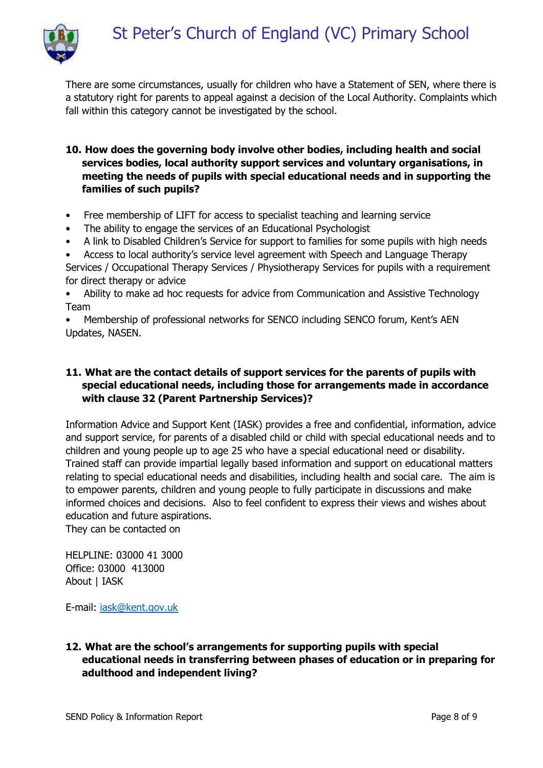There are some circumstances, usually for children who have a Statement of SEN, where there is a statutory right for parents to appeal against a decision of the Local Authority. Complaints which fall within this category cannot be investigated by the school.

**10. How does the governing body involve other bodies, including health and social services bodies, local authority support services and voluntary organisations, in meeting the needs of pupils with special educational needs and in supporting the families of such pupils?**

- Free membership of LIFT for access to specialist teaching and learning service
- The ability to engage the services of an Educational Psychologist
- A link to Disabled Children's Service for support to families for some pupils with high needs
- Access to local authority's service level agreement with Speech and Language Therapy Services / Occupational Therapy Services / Physiotherapy Services for pupils with a requirement for direct therapy or advice
- Ability to make ad hoc requests for advice from Communication and Assistive Technology Team
- Membership of professional networks for SENCO including SENCO forum, Kent's AEN Updates, NASEN.

**11. What are the contact details of support services for the parents of pupils with special educational needs, including those for arrangements made in accordance with clause 32 (Parent Partnership Services)?**

Information Advice and Support Kent (IASK) provides a free and confidential, information, advice and support service, for parents of a disabled child or child with special educational needs and to children and young people up to age 25 who have a special educational need or disability. Trained staff can provide impartial legally based information and support on educational matters relating to special educational needs and disabilities, including health and social care. The aim is to empower parents, children and young people to fully participate in discussions and make informed choices and decisions. Also to feel confident to express their views and wishes about education and future aspirations.
They can be contacted on

HELPLINE: 03000 41 3000
Office: 03000 413000
About | IASK

E-mail: iask@kent.gov.uk

**12. What are the school's arrangements for supporting pupils with special educational needs in transferring between phases of education or in preparing for adulthood and independent living?**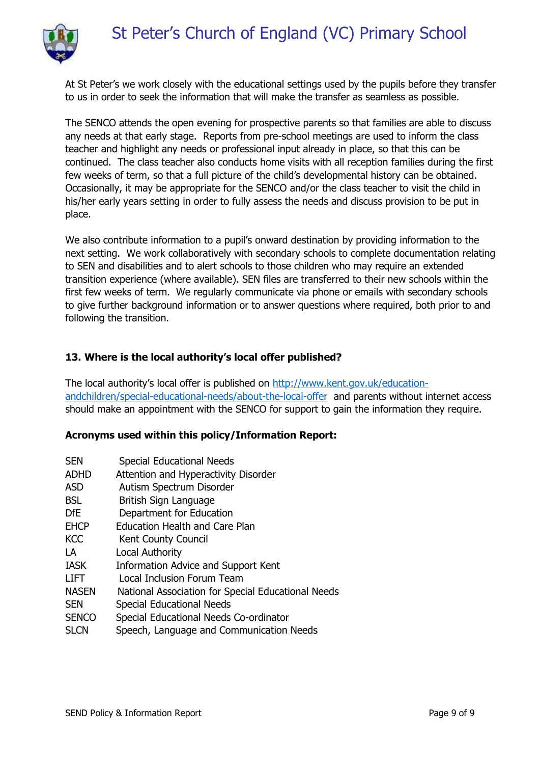At St Peter's we work closely with the educational settings used by the pupils before they transfer to us in order to seek the information that will make the transfer as seamless as possible.

The SENCO attends the open evening for prospective parents so that families are able to discuss any needs at that early stage. Reports from pre-school meetings are used to inform the class teacher and highlight any needs or professional input already in place, so that this can be continued. The class teacher also conducts home visits with all reception families during the first few weeks of term, so that a full picture of the child's developmental history can be obtained. Occasionally, it may be appropriate for the SENCO and/or the class teacher to visit the child in his/her early years setting in order to fully assess the needs and discuss provision to be put in place.

We also contribute information to a pupil's onward destination by providing information to the next setting. We work collaboratively with secondary schools to complete documentation relating to SEN and disabilities and to alert schools to those children who may require an extended transition experience (where available). SEN files are transferred to their new schools within the first few weeks of term. We regularly communicate via phone or emails with secondary schools to give further background information or to answer questions where required, both prior to and following the transition.

**13. Where is the local authority's local offer published?**

The local authority's local offer is published on [http://www.kent.gov.uk/education-andchildren/special-educational-needs/about-the-local-offer](http://www.kent.gov.uk/education-andchildren/special-educational-needs/about-the-local-offer) and parents without internet access should make an appointment with the SENCO for support to gain the information they require.

**Acronyms used within this policy/Information Report:**

| | |
|---|---|
| SEN | Special Educational Needs |
| ADHD | Attention and Hyperactivity Disorder |
| ASD | Autism Spectrum Disorder |
| BSL | British Sign Language |
| DfE | Department for Education |
| EHCP | Education Health and Care Plan |
| KCC | Kent County Council |
| LA | Local Authority |
| IASK | Information Advice and Support Kent |
| LIFT | Local Inclusion Forum Team |
| NASEN | National Association for Special Educational Needs |
| SEN | Special Educational Needs |
| SENCO | Special Educational Needs Co-ordinator |
| SLCN | Speech, Language and Communication Needs |